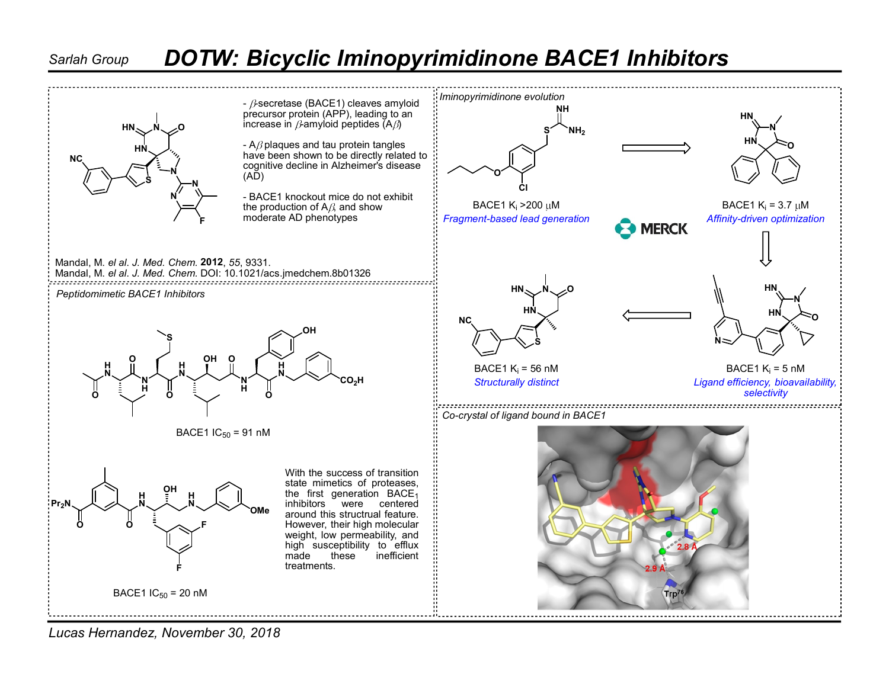# DOTW: Bicyclic Iminopyrimidinone BACE1 Inhibitors

Sarlah Group

- β-secretase (BACE1) cleaves amyloid precursor protein (APP), leading to an increase in β-amyloid peptides (Aβ)

- Aβ plaques and tau protein tangles have been shown to be directly related to cognitive decline in Alzheimer's disease (AD)

- BACE1 knockout mice do not exhibit the production of Aβ, and show moderate AD phenotypes

Mandal, M. *et al. J. Med. Chem.* **2012**, *55*, 9331.
Mandal, M. *et al. J. Med. Chem.* DOI: 10.1021/acs.jmedchem.8b01326

## Peptidomimetic BACE1 Inhibitors

BACE1 $IC_{50}$ = 91 nM

BACE1 $IC_{50}$ = 20 nM

With the success of transition state mimetics of proteases, the first generation $BACE_1$ inhibitors were centered around this structrual feature. However, their high molecular weight, low permeability, and high susceptibility to efflux made these inefficient treatments.

## Iminopyrimidinone evolution

MERCK

BACE1 $K_i$ >200 μM
*Fragment-based lead generation*

BACE1 $K_i$ = 3.7 μM
*Affinity-driven optimization*

BACE1 $K_i$ = 5 nM
*Ligand efficiency, bioavailability, selectivity*

BACE1 $K_i$ = 56 nM
*Structurally distinct*

## Co-crystal of ligand bound in BACE1

2.8 Å
2.9 Å
$Trp^{76}$

Lucas Hernandez, November 30, 2018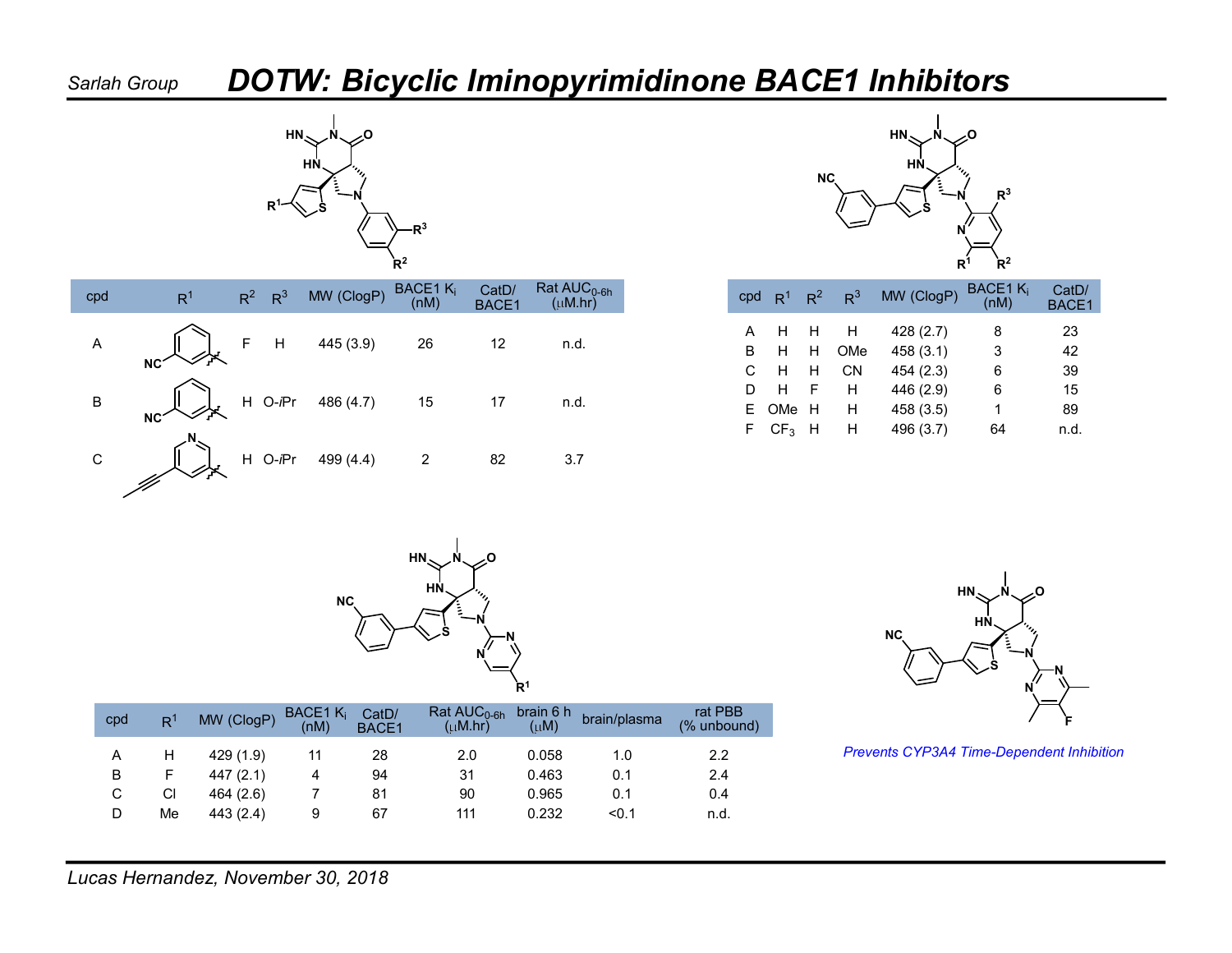## DOTW: Bicyclic Iminopyrimidinone BACE1 Inhibitors

| cpd | $R^1$ | $R^2$ | $R^3$ | MW (ClogP) | BACE1 $K_i$ (nM) | CatD/ BACE1 | Rat $AUC_{0\text{-}6h}$ (μM.hr) |
|---|---|---|---|---|---|---|---|
| A | | F | H | 445 (3.9) | 26 | 12 | n.d. |
| B | | H | O-*i*Pr | 486 (4.7) | 15 | 17 | n.d. |
| C | | H | O-*i*Pr | 499 (4.4) | 2 | 82 | 3.7 |

| cpd | $R^1$ | $R^2$ | $R^3$ | MW (ClogP) | BACE1 $K_i$ (nM) | CatD/ BACE1 |
|---|---|---|---|---|---|---|
| A | H | H | H | 428 (2.7) | 8 | 23 |
| B | H | H | OMe | 458 (3.1) | 3 | 42 |
| C | H | H | CN | 454 (2.3) | 6 | 39 |
| D | H | F | H | 446 (2.9) | 6 | 15 |
| E | OMe | H | H | 458 (3.5) | 1 | 89 |
| F | $CF_3$ | H | H | 496 (3.7) | 64 | n.d. |

| cpd | $R^1$ | MW (ClogP) | BACE1 $K_i$ (nM) | CatD/ BACE1 | Rat $AUC_{0\text{-}6h}$ (μM.hr) | brain 6 h (μM) | brain/plasma | rat PBB (% unbound) |
|---|---|---|---|---|---|---|---|---|
| A | H | 429 (1.9) | 11 | 28 | 2.0 | 0.058 | 1.0 | 2.2 |
| B | F | 447 (2.1) | 4 | 94 | 31 | 0.463 | 0.1 | 2.4 |
| C | Cl | 464 (2.6) | 7 | 81 | 90 | 0.965 | 0.1 | 0.4 |
| D | Me | 443 (2.4) | 9 | 67 | 111 | 0.232 | <0.1 | n.d. |

*Prevents CYP3A4 Time-Dependent Inhibition*

*Lucas Hernandez, November 30, 2018*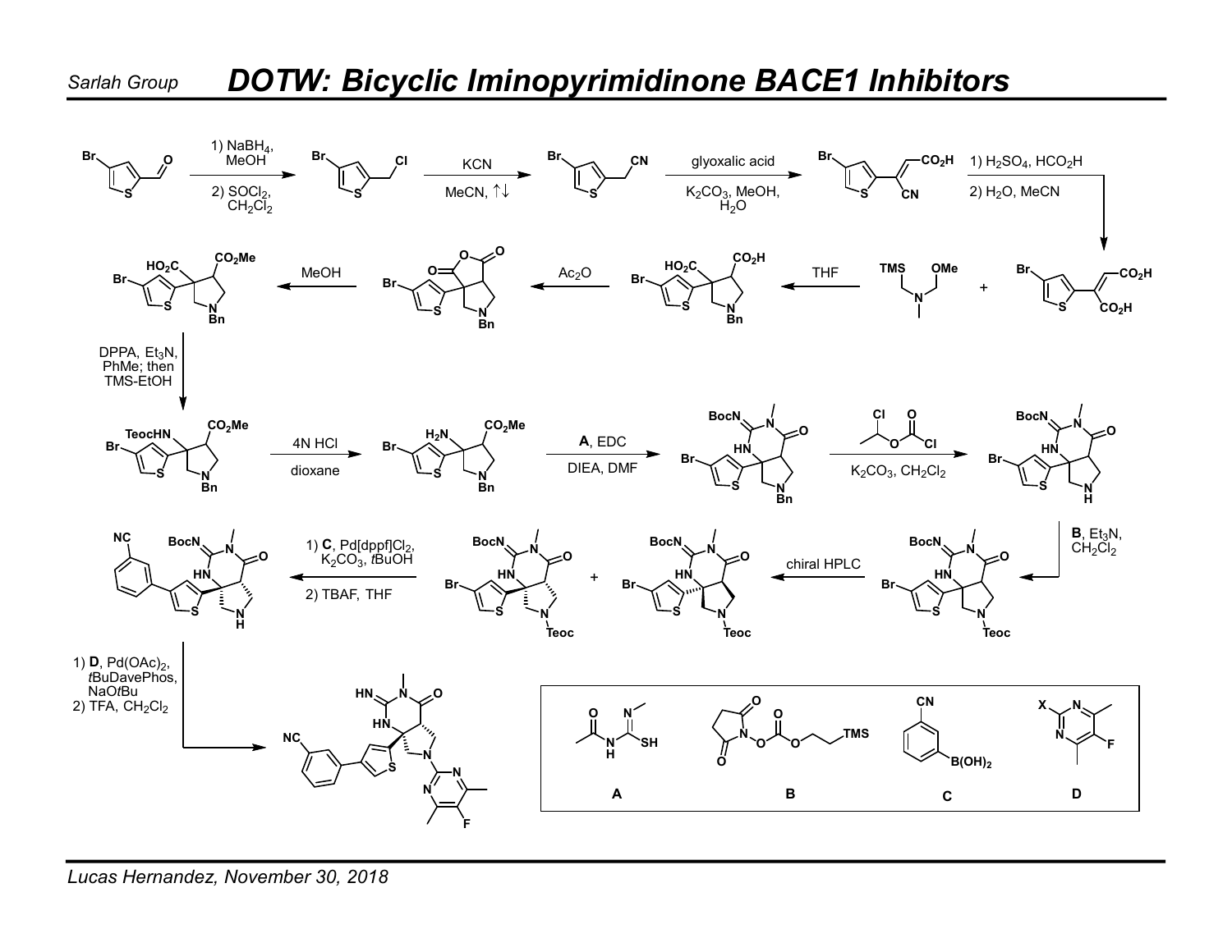# DOTW: Bicyclic Iminopyrimidinone BACE1 Inhibitors

1) $NaBH_4$, MeOH
2) $SOCl_2$, $CH_2Cl_2$

KCN
MeCN, ↑↓

glyoxalic acid
$K_2CO_3$, MeOH, $H_2O$

1) $H_2SO_4$, $HCO_2H$
2) $H_2O$, MeCN

THF

$Ac_2O$

MeOH

DPPA, $Et_3N$, PhMe; then TMS-EtOH

4N HCl
dioxane

**A**, EDC
DIEA, DMF

$K_2CO_3$, $CH_2Cl_2$

**B**, $Et_3N$, $CH_2Cl_2$

chiral HPLC

1) **C**, Pd[dppf]$Cl_2$, $K_2CO_3$, *t*BuOH
2) TBAF, THF

1) **D**, $Pd(OAc)_2$, *t*BuDavePhos, NaO*t*Bu
2) TFA, $CH_2Cl_2$

**A** **B** **C** **D**

*Lucas Hernandez, November 30, 2018*